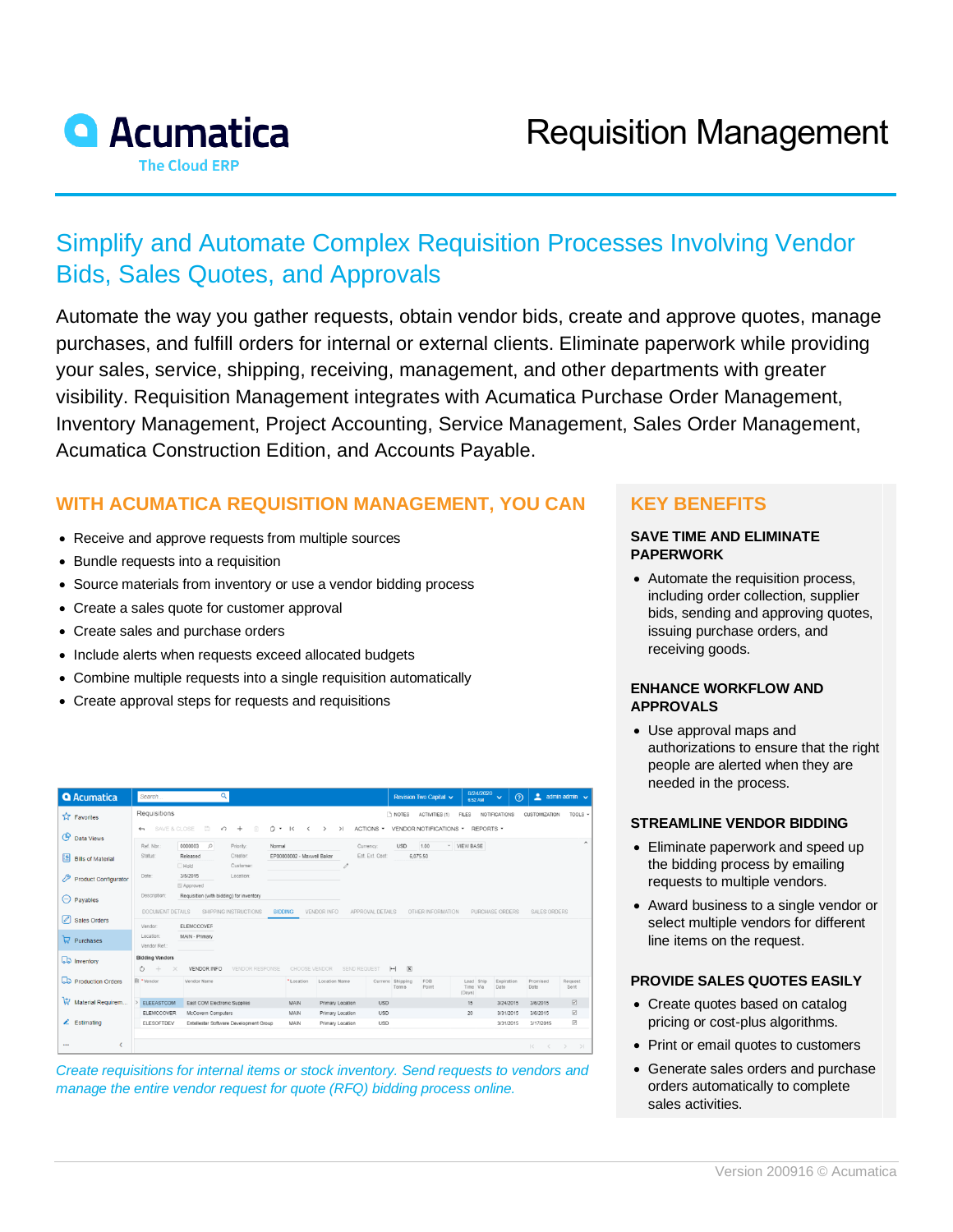# Requisition Management

## Simplify and Automate Complex Requisition Processes Involving Vendor Bids, Sales Quotes, and Approvals

Automate the way you gather requests, obtain vendor bids, create and approve quotes, manage purchases, and fulfill orders for internal or external clients. Eliminate paperwork while providing your sales, service, shipping, receiving, management, and other departments with greater visibility. Requisition Management integrates with Acumatica Purchase Order Management, Inventory Management, Project Accounting, Service Management, Sales Order Management, Acumatica Construction Edition, and Accounts Payable.

### WITH ACUMATICA REQUISITION MANAGEMENT, YOU CAN

- Receive and approve requests from multiple sources
- Bundle requests into a requisition
- Source materials from inventory or use a vendor bidding process
- Create a sales quote for customer approval
- Create sales and purchase orders
- Include alerts when requests exceed allocated budgets
- Combine multiple requests into a single requisition automatically
- Create approval steps for requests and requisitions

*Create requisitions for internal items or stock inventory. Send requests to vendors and manage the entire vendor request for quote (RFQ) bidding process online.*

### KEY BENEFITS

**SAVE TIME AND ELIMINATE PAPERWORK**

- Automate the requisition process, including order collection, supplier bids, sending and approving quotes, issuing purchase orders, and receiving goods.

**ENHANCE WORKFLOW AND APPROVALS**

- Use approval maps and authorizations to ensure that the right people are alerted when they are needed in the process.

**STREAMLINE VENDOR BIDDING**

- Eliminate paperwork and speed up the bidding process by emailing requests to multiple vendors.
- Award business to a single vendor or select multiple vendors for different line items on the request.

**PROVIDE SALES QUOTES EASILY**

- Create quotes based on catalog pricing or cost-plus algorithms.
- Print or email quotes to customers
- Generate sales orders and purchase orders automatically to complete sales activities.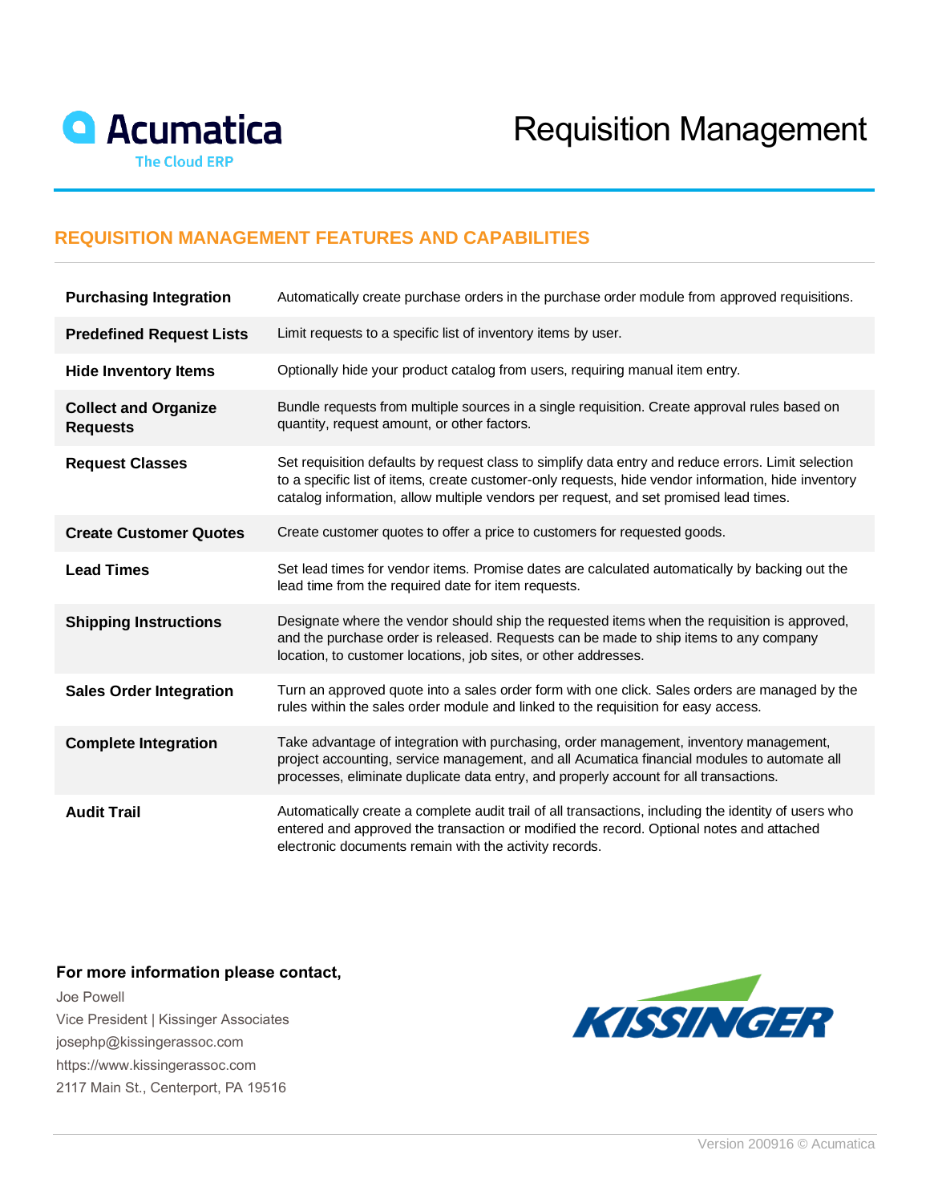# Requisition Management

## REQUISITION MANAGEMENT FEATURES AND CAPABILITIES

| | |
|---|---|
| **Purchasing Integration** | Automatically create purchase orders in the purchase order module from approved requisitions. |
| **Predefined Request Lists** | Limit requests to a specific list of inventory items by user. |
| **Hide Inventory Items** | Optionally hide your product catalog from users, requiring manual item entry. |
| **Collect and Organize Requests** | Bundle requests from multiple sources in a single requisition. Create approval rules based on quantity, request amount, or other factors. |
| **Request Classes** | Set requisition defaults by request class to simplify data entry and reduce errors. Limit selection to a specific list of items, create customer-only requests, hide vendor information, hide inventory catalog information, allow multiple vendors per request, and set promised lead times. |
| **Create Customer Quotes** | Create customer quotes to offer a price to customers for requested goods. |
| **Lead Times** | Set lead times for vendor items. Promise dates are calculated automatically by backing out the lead time from the required date for item requests. |
| **Shipping Instructions** | Designate where the vendor should ship the requested items when the requisition is approved, and the purchase order is released. Requests can be made to ship items to any company location, to customer locations, job sites, or other addresses. |
| **Sales Order Integration** | Turn an approved quote into a sales order form with one click. Sales orders are managed by the rules within the sales order module and linked to the requisition for easy access. |
| **Complete Integration** | Take advantage of integration with purchasing, order management, inventory management, project accounting, service management, and all Acumatica financial modules to automate all processes, eliminate duplicate data entry, and properly account for all transactions. |
| **Audit Trail** | Automatically create a complete audit trail of all transactions, including the identity of users who entered and approved the transaction or modified the record. Optional notes and attached electronic documents remain with the activity records. |

**For more information please contact,**

Joe Powell
Vice President | Kissinger Associates
josephp@kissingerassoc.com
https://www.kissingerassoc.com
2117 Main St., Centerport, PA 19516

Version 200916 © Acumatica